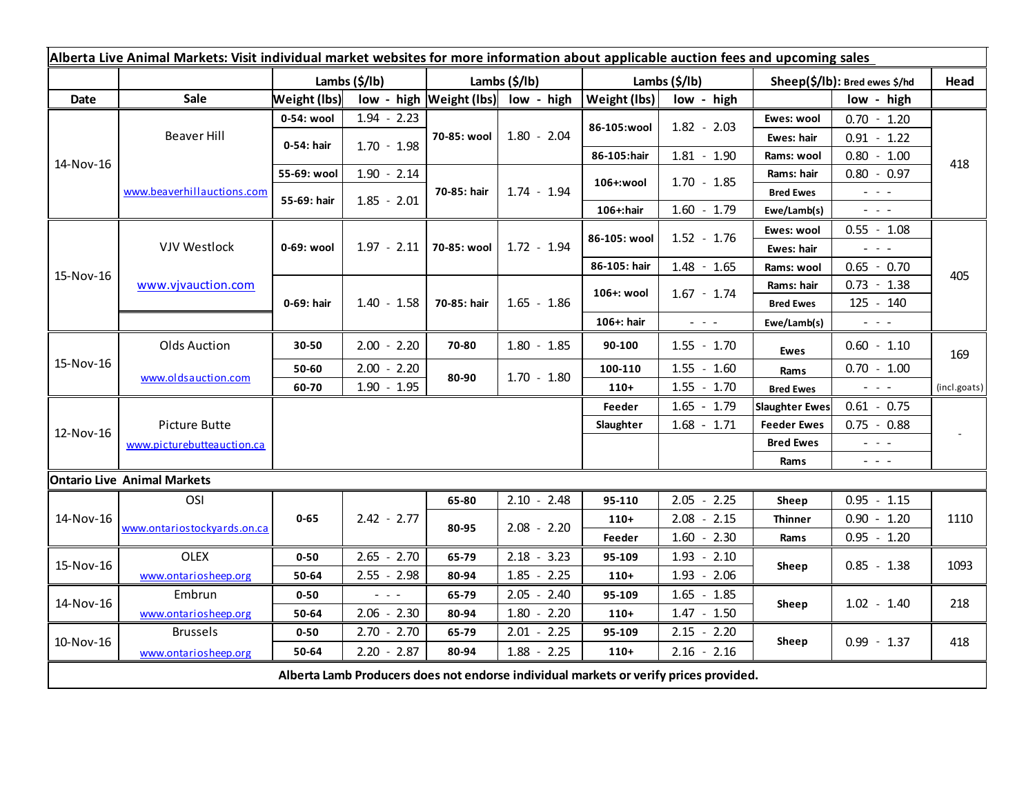**Alberta Live Animal Markets: Visit individual market websites for more information about applicable auction fees and upcoming sales**

| | | Lambs ($/lb) | | Lambs ($/lb) | | Lambs ($/lb) | | Sheep($/lb): Bred ewes $/hd | | Head |
|---|---|---|---|---|---|---|---|---|---|---|
| Date | Sale | Weight (lbs) | low - high | Weight (lbs) | low - high | Weight (lbs) | low - high | | low - high | |
| 14-Nov-16 | Beaver Hill www.beaverhillauctions.com | 0-54: wool | 1.94 - 2.23 | 70-85: wool | 1.80 - 2.04 | 86-105:wool | 1.82 - 2.03 | Ewes: wool | 0.70 - 1.20 | 418 |
| | | 0-54: hair | 1.70 - 1.98 | | | | | Ewes: hair | 0.91 - 1.22 | |
| | | | | | | 86-105:hair | 1.81 - 1.90 | Rams: wool | 0.80 - 1.00 | |
| | | 55-69: wool | 1.90 - 2.14 | 70-85: hair | 1.74 - 1.94 | 106+:wool | 1.70 - 1.85 | Rams: hair | 0.80 - 0.97 | |
| | | 55-69: hair | 1.85 - 2.01 | | | | | Bred Ewes | - - - | |
| | | | | | | 106+:hair | 1.60 - 1.79 | Ewe/Lamb(s) | - - - | |
| 15-Nov-16 | VJV Westlock www.vjvauction.com | 0-69: wool | 1.97 - 2.11 | 70-85: wool | 1.72 - 1.94 | 86-105: wool | 1.52 - 1.76 | Ewes: wool | 0.55 - 1.08 | 405 |
| | | | | | | | | Ewes: hair | - - - | |
| | | | | | | 86-105: hair | 1.48 - 1.65 | Rams: wool | 0.65 - 0.70 | |
| | | 0-69: hair | 1.40 - 1.58 | 70-85: hair | 1.65 - 1.86 | 106+: wool | 1.67 - 1.74 | Rams: hair | 0.73 - 1.38 | |
| | | | | | | | | Bred Ewes | 125 - 140 | |
| | | | | | | 106+: hair | - - - | Ewe/Lamb(s) | - - - | |
| 15-Nov-16 | Olds Auction www.oldsauction.com | 30-50 | 2.00 - 2.20 | 70-80 | 1.80 - 1.85 | 90-100 | 1.55 - 1.70 | Ewes | 0.60 - 1.10 | 169 (incl.goats) |
| | | 50-60 | 2.00 - 2.20 | 80-90 | 1.70 - 1.80 | 100-110 | 1.55 - 1.60 | Rams | 0.70 - 1.00 | |
| | | 60-70 | 1.90 - 1.95 | | | 110+ | 1.55 - 1.70 | Bred Ewes | - - - | |
| 12-Nov-16 | Picture Butte www.picturebutteauction.ca | | | | | Feeder | 1.65 - 1.79 | Slaughter Ewes | 0.61 - 0.75 | - |
| | | | | | | Slaughter | 1.68 - 1.71 | Feeder Ewes | 0.75 - 0.88 | |
| | | | | | | | | Bred Ewes | - - - | |
| | | | | | | | | Rams | - - - | |
| **Ontario Live Animal Markets** | | | | | | | | | | |
| 14-Nov-16 | OSI www.ontariostockyards.on.ca | 0-65 | 2.42 - 2.77 | 65-80 | 2.10 - 2.48 | 95-110 | 2.05 - 2.25 | Sheep | 0.95 - 1.15 | 1110 |
| | | | | 80-95 | 2.08 - 2.20 | 110+ | 2.08 - 2.15 | Thinner | 0.90 - 1.20 | |
| | | | | | | Feeder | 1.60 - 2.30 | Rams | 0.95 - 1.20 | |
| 15-Nov-16 | OLEX www.ontariosheep.org | 0-50 | 2.65 - 2.70 | 65-79 | 2.18 - 3.23 | 95-109 | 1.93 - 2.10 | Sheep | 0.85 - 1.38 | 1093 |
| | | 50-64 | 2.55 - 2.98 | 80-94 | 1.85 - 2.25 | 110+ | 1.93 - 2.06 | | | |
| 14-Nov-16 | Embrun www.ontariosheep.org | 0-50 | - - - | 65-79 | 2.05 - 2.40 | 95-109 | 1.65 - 1.85 | Sheep | 1.02 - 1.40 | 218 |
| | | 50-64 | 2.06 - 2.30 | 80-94 | 1.80 - 2.20 | 110+ | 1.47 - 1.50 | | | |
| 10-Nov-16 | Brussels www.ontariosheep.org | 0-50 | 2.70 - 2.70 | 65-79 | 2.01 - 2.25 | 95-109 | 2.15 - 2.20 | Sheep | 0.99 - 1.37 | 418 |
| | | 50-64 | 2.20 - 2.87 | 80-94 | 1.88 - 2.25 | 110+ | 2.16 - 2.16 | | | |

**Alberta Lamb Producers does not endorse individual markets or verify prices provided.**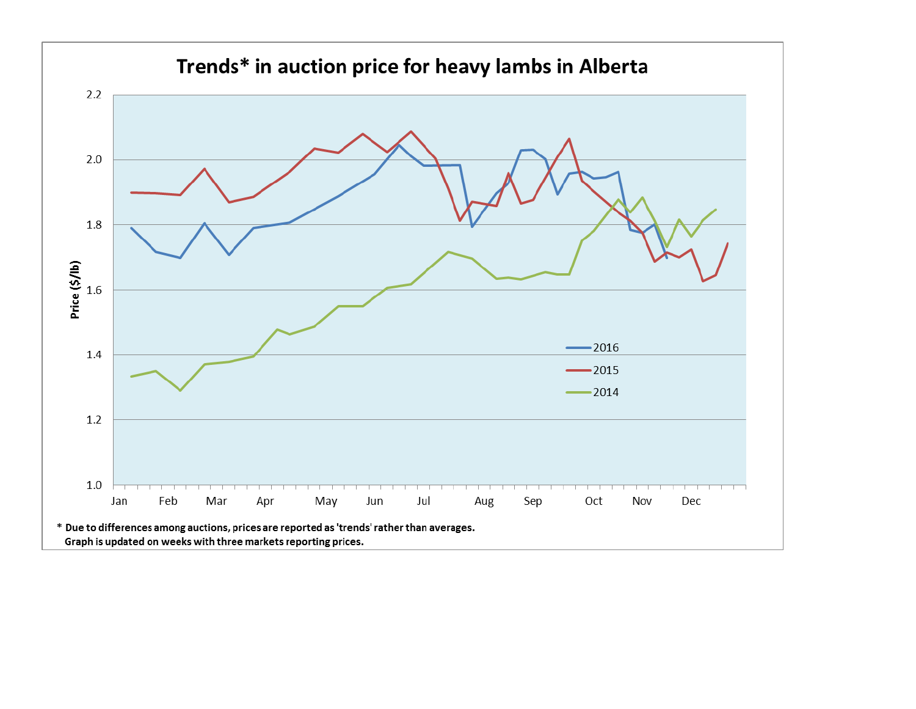# Trends* in auction price for heavy lambs in Alberta

Price ($/lb)

2.2
2.0
1.8
1.6
1.4
1.2
1.0

Jan Feb Mar Apr May Jun Jul Aug Sep Oct Nov Dec

2016
2015
2014

\* Due to differences among auctions, prices are reported as 'trends' rather than averages.
Graph is updated on weeks with three markets reporting prices.